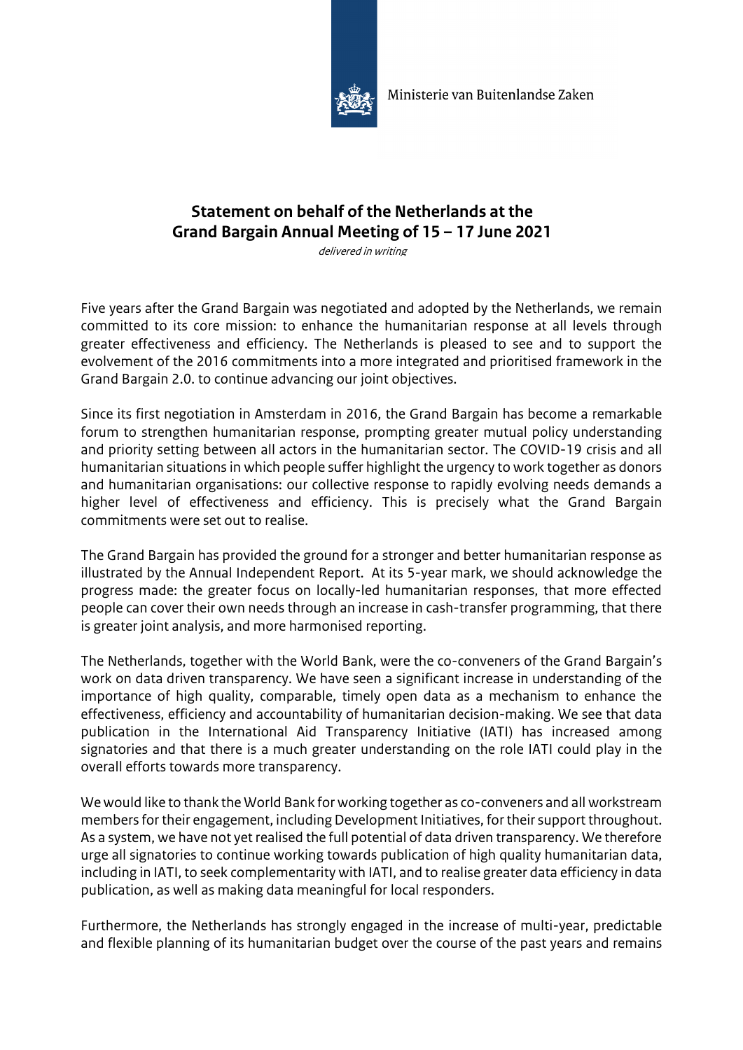Ministerie van Buitenlandse Zaken

# Statement on behalf of the Netherlands at the Grand Bargain Annual Meeting of 15 – 17 June 2021

*delivered in writing*

Five years after the Grand Bargain was negotiated and adopted by the Netherlands, we remain committed to its core mission: to enhance the humanitarian response at all levels through greater effectiveness and efficiency. The Netherlands is pleased to see and to support the evolvement of the 2016 commitments into a more integrated and prioritised framework in the Grand Bargain 2.0. to continue advancing our joint objectives.

Since its first negotiation in Amsterdam in 2016, the Grand Bargain has become a remarkable forum to strengthen humanitarian response, prompting greater mutual policy understanding and priority setting between all actors in the humanitarian sector. The COVID-19 crisis and all humanitarian situations in which people suffer highlight the urgency to work together as donors and humanitarian organisations: our collective response to rapidly evolving needs demands a higher level of effectiveness and efficiency. This is precisely what the Grand Bargain commitments were set out to realise.

The Grand Bargain has provided the ground for a stronger and better humanitarian response as illustrated by the Annual Independent Report. At its 5-year mark, we should acknowledge the progress made: the greater focus on locally-led humanitarian responses, that more effected people can cover their own needs through an increase in cash-transfer programming, that there is greater joint analysis, and more harmonised reporting.

The Netherlands, together with the World Bank, were the co-conveners of the Grand Bargain's work on data driven transparency. We have seen a significant increase in understanding of the importance of high quality, comparable, timely open data as a mechanism to enhance the effectiveness, efficiency and accountability of humanitarian decision-making. We see that data publication in the International Aid Transparency Initiative (IATI) has increased among signatories and that there is a much greater understanding on the role IATI could play in the overall efforts towards more transparency.

We would like to thank the World Bank for working together as co-conveners and all workstream members for their engagement, including Development Initiatives, for their support throughout. As a system, we have not yet realised the full potential of data driven transparency. We therefore urge all signatories to continue working towards publication of high quality humanitarian data, including in IATI, to seek complementarity with IATI, and to realise greater data efficiency in data publication, as well as making data meaningful for local responders.

Furthermore, the Netherlands has strongly engaged in the increase of multi-year, predictable and flexible planning of its humanitarian budget over the course of the past years and remains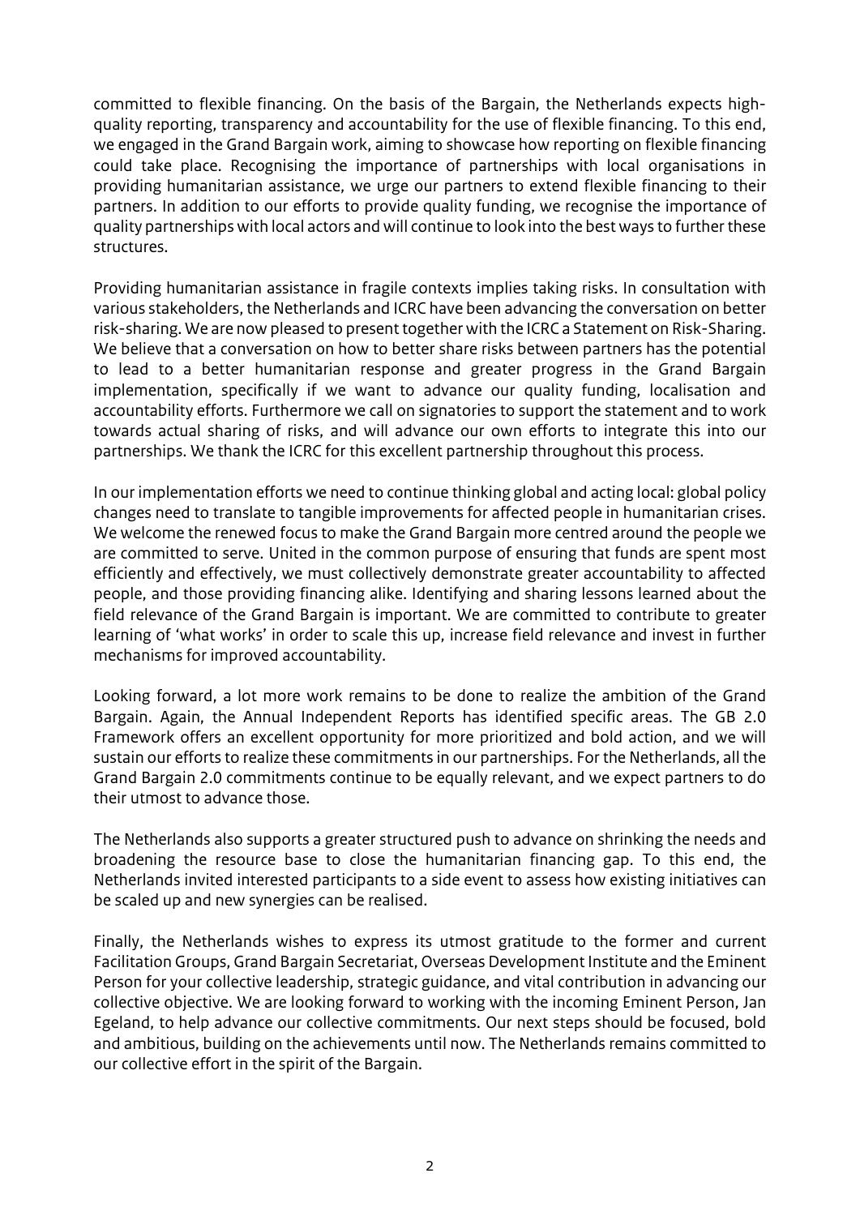committed to flexible financing. On the basis of the Bargain, the Netherlands expects high-quality reporting, transparency and accountability for the use of flexible financing. To this end, we engaged in the Grand Bargain work, aiming to showcase how reporting on flexible financing could take place. Recognising the importance of partnerships with local organisations in providing humanitarian assistance, we urge our partners to extend flexible financing to their partners. In addition to our efforts to provide quality funding, we recognise the importance of quality partnerships with local actors and will continue to look into the best ways to further these structures.

Providing humanitarian assistance in fragile contexts implies taking risks. In consultation with various stakeholders, the Netherlands and ICRC have been advancing the conversation on better risk-sharing. We are now pleased to present together with the ICRC a Statement on Risk-Sharing. We believe that a conversation on how to better share risks between partners has the potential to lead to a better humanitarian response and greater progress in the Grand Bargain implementation, specifically if we want to advance our quality funding, localisation and accountability efforts. Furthermore we call on signatories to support the statement and to work towards actual sharing of risks, and will advance our own efforts to integrate this into our partnerships. We thank the ICRC for this excellent partnership throughout this process.

In our implementation efforts we need to continue thinking global and acting local: global policy changes need to translate to tangible improvements for affected people in humanitarian crises. We welcome the renewed focus to make the Grand Bargain more centred around the people we are committed to serve. United in the common purpose of ensuring that funds are spent most efficiently and effectively, we must collectively demonstrate greater accountability to affected people, and those providing financing alike. Identifying and sharing lessons learned about the field relevance of the Grand Bargain is important. We are committed to contribute to greater learning of 'what works' in order to scale this up, increase field relevance and invest in further mechanisms for improved accountability.

Looking forward, a lot more work remains to be done to realize the ambition of the Grand Bargain. Again, the Annual Independent Reports has identified specific areas. The GB 2.0 Framework offers an excellent opportunity for more prioritized and bold action, and we will sustain our efforts to realize these commitments in our partnerships. For the Netherlands, all the Grand Bargain 2.0 commitments continue to be equally relevant, and we expect partners to do their utmost to advance those.

The Netherlands also supports a greater structured push to advance on shrinking the needs and broadening the resource base to close the humanitarian financing gap. To this end, the Netherlands invited interested participants to a side event to assess how existing initiatives can be scaled up and new synergies can be realised.

Finally, the Netherlands wishes to express its utmost gratitude to the former and current Facilitation Groups, Grand Bargain Secretariat, Overseas Development Institute and the Eminent Person for your collective leadership, strategic guidance, and vital contribution in advancing our collective objective. We are looking forward to working with the incoming Eminent Person, Jan Egeland, to help advance our collective commitments. Our next steps should be focused, bold and ambitious, building on the achievements until now. The Netherlands remains committed to our collective effort in the spirit of the Bargain.